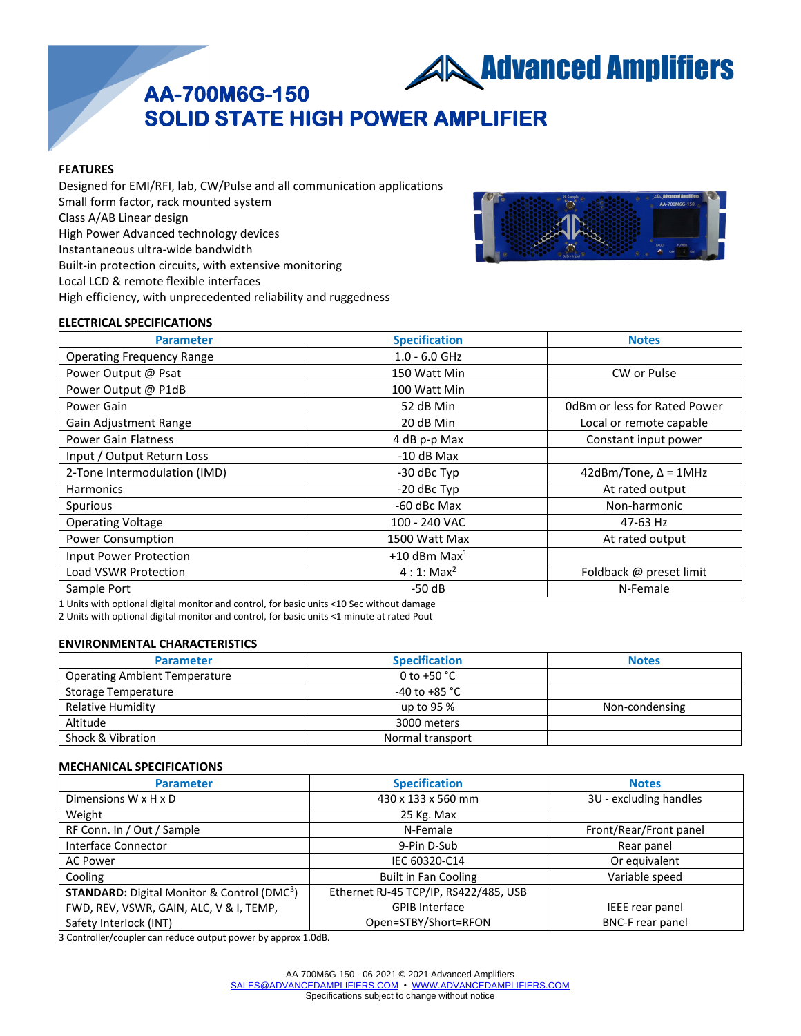# AA-700M6G-150
# SOLID STATE HIGH POWER AMPLIFIER

Advanced Amplifiers

## FEATURES

Designed for EMI/RFI, lab, CW/Pulse and all communication applications
Small form factor, rack mounted system
Class A/AB Linear design
High Power Advanced technology devices
Instantaneous ultra-wide bandwidth
Built-in protection circuits, with extensive monitoring
Local LCD & remote flexible interfaces
High efficiency, with unprecedented reliability and ruggedness

## ELECTRICAL SPECIFICATIONS

| Parameter | Specification | Notes |
|---|---|---|
| Operating Frequency Range | 1.0 - 6.0 GHz | |
| Power Output @ Psat | 150 Watt Min | CW or Pulse |
| Power Output @ P1dB | 100 Watt Min | |
| Power Gain | 52 dB Min | 0dBm or less for Rated Power |
| Gain Adjustment Range | 20 dB Min | Local or remote capable |
| Power Gain Flatness | 4 dB p-p Max | Constant input power |
| Input / Output Return Loss | -10 dB Max | |
| 2-Tone Intermodulation (IMD) | -30 dBc Typ | 42dBm/Tone, Δ = 1MHz |
| Harmonics | -20 dBc Typ | At rated output |
| Spurious | -60 dBc Max | Non-harmonic |
| Operating Voltage | 100 - 240 VAC | 47-63 Hz |
| Power Consumption | 1500 Watt Max | At rated output |
| Input Power Protection | +10 dBm Max[1] | |
| Load VSWR Protection | 4 : 1: Max[2] | Foldback @ preset limit |
| Sample Port | -50 dB | N-Female |

1 Units with optional digital monitor and control, for basic units <10 Sec without damage
2 Units with optional digital monitor and control, for basic units <1 minute at rated Pout

## ENVIRONMENTAL CHARACTERISTICS

| Parameter | Specification | Notes |
|---|---|---|
| Operating Ambient Temperature | 0 to +50 °C | |
| Storage Temperature | -40 to +85 °C | |
| Relative Humidity | up to 95 % | Non-condensing |
| Altitude | 3000 meters | |
| Shock & Vibration | Normal transport | |

## MECHANICAL SPECIFICATIONS

| Parameter | Specification | Notes |
|---|---|---|
| Dimensions W x H x D | 430 x 133 x 560 mm | 3U - excluding handles |
| Weight | 25 Kg. Max | |
| RF Conn. In / Out / Sample | N-Female | Front/Rear/Front panel |
| Interface Connector | 9-Pin D-Sub | Rear panel |
| AC Power | IEC 60320-C14 | Or equivalent |
| Cooling | Built in Fan Cooling | Variable speed |
| **STANDARD:** Digital Monitor & Control (DMC[3]) FWD, REV, VSWR, GAIN, ALC, V & I, TEMP, | Ethernet RJ-45 TCP/IP, RS422/485, USB GPIB Interface | IEEE rear panel |
| Safety Interlock (INT) | Open=STBY/Short=RFON | BNC-F rear panel |

3 Controller/coupler can reduce output power by approx 1.0dB.

AA-700M6G-150 - 06-2021 © 2021 Advanced Amplifiers
SALES@ADVANCEDAMPLIFIERS.COM • WWW.ADVANCEDAMPLIFIERS.COM
Specifications subject to change without notice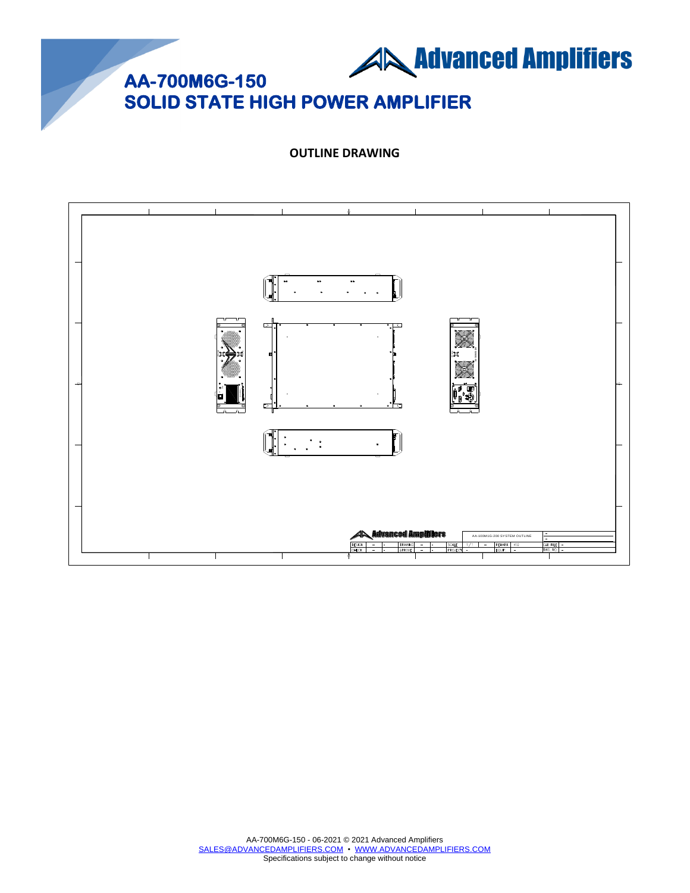# AA-700M6G-150
# SOLID STATE HIGH POWER AMPLIFIER

**OUTLINE DRAWING**

Advanced Amplifiers

AA-100M1G-200 SYSTEM OUTLINE

DESIGN – CHECK – DRAWING – APPROVE – SCALE 1/1 – PROJECT – REMARK FILE EQUIP – CAD FILE – DWG. NO. –

AA-700M6G-150 - 06-2021 © 2021 Advanced Amplifiers
SALES@ADVANCEDAMPLIFIERS.COM • WWW.ADVANCEDAMPLIFIERS.COM
Specifications subject to change without notice